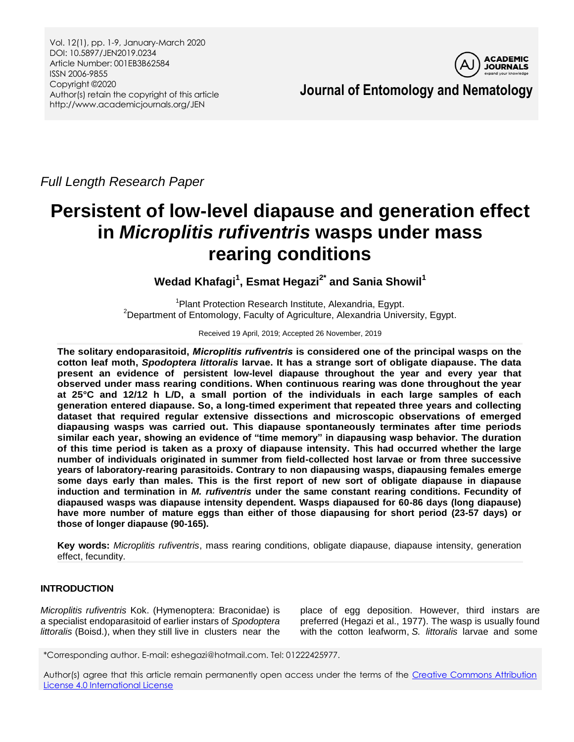Vol. 12(1), pp. 1-9, January-March 2020
DOI: 10.5897/JEN2019.0234
Article Number: 001EB3B62584
ISSN 2006-9855
Copyright ©2020
Author(s) retain the copyright of this article
http://www.academicjournals.org/JEN

**Journal of Entomology and Nematology**

*Full Length Research Paper*

# Persistent of low-level diapause and generation effect in *Microplitis rufiventris* wasps under mass rearing conditions

**Wedad Khafagi[1], Esmat Hegazi[2*] and Sania Showil[1]**

[1]Plant Protection Research Institute, Alexandria, Egypt.
[2]Department of Entomology, Faculty of Agriculture, Alexandria University, Egypt.

Received 19 April, 2019; Accepted 26 November, 2019

**The solitary endoparasitoid, *Microplitis rufiventris* is considered one of the principal wasps on the cotton leaf moth, *Spodoptera littoralis* larvae. It has a strange sort of obligate diapause. The data present an evidence of persistent low-level diapause throughout the year and every year that observed under mass rearing conditions. When continuous rearing was done throughout the year at 25°C and 12/12 h L/D, a small portion of the individuals in each large samples of each generation entered diapause. So, a long-timed experiment that repeated three years and collecting dataset that required regular extensive dissections and microscopic observations of emerged diapausing wasps was carried out. This diapause spontaneously terminates after time periods similar each year, showing an evidence of "time memory" in diapausing wasp behavior. The duration of this time period is taken as a proxy of diapause intensity. This had occurred whether the large number of individuals originated in summer from field-collected host larvae or from three successive years of laboratory-rearing parasitoids. Contrary to non diapausing wasps, diapausing females emerge some days early than males. This is the first report of new sort of obligate diapause in diapause induction and termination in *M. rufiventris* under the same constant rearing conditions. Fecundity of diapaused wasps was diapause intensity dependent. Wasps diapaused for 60-86 days (long diapause) have more number of mature eggs than either of those diapausing for short period (23-57 days) or those of longer diapause (90-165).**

**Key words:** *Microplitis rufiventris*, mass rearing conditions, obligate diapause, diapause intensity, generation effect, fecundity.

## INTRODUCTION

*Microplitis rufiventris* Kok. (Hymenoptera: Braconidae) is a specialist endoparasitoid of earlier instars of *Spodoptera littoralis* (Boisd.), when they still live in clusters near the place of egg deposition. However, third instars are preferred (Hegazi et al., 1977). The wasp is usually found with the cotton leafworm, *S. littoralis* larvae and some

*Corresponding author. E-mail: eshegazi@hotmail.com. Tel: 01222425977.

Author(s) agree that this article remain permanently open access under the terms of the Creative Commons Attribution License 4.0 International License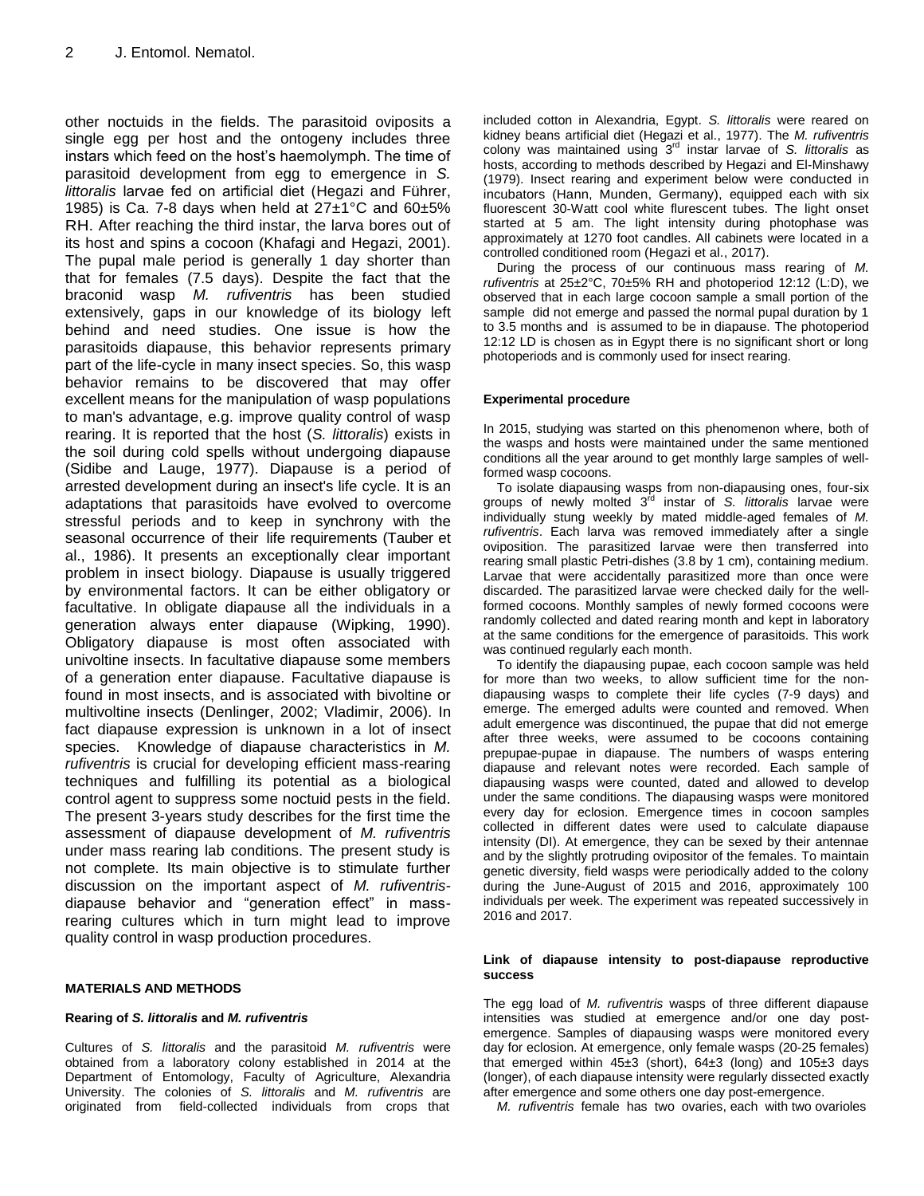other noctuids in the fields. The parasitoid oviposits a single egg per host and the ontogeny includes three instars which feed on the host's haemolymph. The time of parasitoid development from egg to emergence in *S. littoralis* larvae fed on artificial diet (Hegazi and Führer, 1985) is Ca. 7-8 days when held at 27±1°C and 60±5% RH. After reaching the third instar, the larva bores out of its host and spins a cocoon (Khafagi and Hegazi, 2001). The pupal male period is generally 1 day shorter than that for females (7.5 days). Despite the fact that the braconid wasp *M. rufiventris* has been studied extensively, gaps in our knowledge of its biology left behind and need studies. One issue is how the parasitoids diapause, this behavior represents primary part of the life-cycle in many insect species. So, this wasp behavior remains to be discovered that may offer excellent means for the manipulation of wasp populations to man's advantage, e.g. improve quality control of wasp rearing. It is reported that the host (*S. littoralis*) exists in the soil during cold spells without undergoing diapause (Sidibe and Lauge, 1977). Diapause is a period of arrested development during an insect's life cycle. It is an adaptations that parasitoids have evolved to overcome stressful periods and to keep in synchrony with the seasonal occurrence of their life requirements (Tauber et al., 1986). It presents an exceptionally clear important problem in insect biology. Diapause is usually triggered by environmental factors. It can be either obligatory or facultative. In obligate diapause all the individuals in a generation always enter diapause (Wipking, 1990). Obligatory diapause is most often associated with univoltine insects. In facultative diapause some members of a generation enter diapause. Facultative diapause is found in most insects, and is associated with bivoltine or multivoltine insects (Denlinger, 2002; Vladimir, 2006). In fact diapause expression is unknown in a lot of insect species. Knowledge of diapause characteristics in *M. rufiventris* is crucial for developing efficient mass-rearing techniques and fulfilling its potential as a biological control agent to suppress some noctuid pests in the field. The present 3-years study describes for the first time the assessment of diapause development of *M. rufiventris* under mass rearing lab conditions. The present study is not complete. Its main objective is to stimulate further discussion on the important aspect of *M. rufiventris*-diapause behavior and "generation effect" in mass-rearing cultures which in turn might lead to improve quality control in wasp production procedures.

## MATERIALS AND METHODS

### Rearing of *S. littoralis* and *M. rufiventris*

Cultures of *S. littoralis* and the parasitoid *M. rufiventris* were obtained from a laboratory colony established in 2014 at the Department of Entomology, Faculty of Agriculture, Alexandria University. The colonies of *S. littoralis* and *M. rufiventris* are originated from field-collected individuals from crops that included cotton in Alexandria, Egypt. *S. littoralis* were reared on kidney beans artificial diet (Hegazi et al., 1977). The *M. rufiventris* colony was maintained using 3[rd] instar larvae of *S. littoralis* as hosts, according to methods described by Hegazi and El-Minshawy (1979). Insect rearing and experiment below were conducted in incubators (Hann, Munden, Germany), equipped each with six fluorescent 30-Watt cool white flurescent tubes. The light onset started at 5 am. The light intensity during photophase was approximately at 1270 foot candles. All cabinets were located in a controlled conditioned room (Hegazi et al., 2017).

During the process of our continuous mass rearing of *M. rufiventris* at 25±2°C, 70±5% RH and photoperiod 12:12 (L:D), we observed that in each large cocoon sample a small portion of the sample did not emerge and passed the normal pupal duration by 1 to 3.5 months and is assumed to be in diapause. The photoperiod 12:12 LD is chosen as in Egypt there is no significant short or long photoperiods and is commonly used for insect rearing.

### Experimental procedure

In 2015, studying was started on this phenomenon where, both of the wasps and hosts were maintained under the same mentioned conditions all the year around to get monthly large samples of well-formed wasp cocoons.

To isolate diapausing wasps from non-diapausing ones, four-six groups of newly molted 3[rd] instar of *S. littoralis* larvae were individually stung weekly by mated middle-aged females of *M. rufiventris*. Each larva was removed immediately after a single oviposition. The parasitized larvae were then transferred into rearing small plastic Petri-dishes (3.8 by 1 cm), containing medium. Larvae that were accidentally parasitized more than once were discarded. The parasitized larvae were checked daily for the well-formed cocoons. Monthly samples of newly formed cocoons were randomly collected and dated rearing month and kept in laboratory at the same conditions for the emergence of parasitoids. This work was continued regularly each month.

To identify the diapausing pupae, each cocoon sample was held for more than two weeks, to allow sufficient time for the non-diapausing wasps to complete their life cycles (7-9 days) and emerge. The emerged adults were counted and removed. When adult emergence was discontinued, the pupae that did not emerge after three weeks, were assumed to be cocoons containing prepupae-pupae in diapause. The numbers of wasps entering diapause and relevant notes were recorded. Each sample of diapausing wasps were counted, dated and allowed to develop under the same conditions. The diapausing wasps were monitored every day for eclosion. Emergence times in cocoon samples collected in different dates were used to calculate diapause intensity (DI). At emergence, they can be sexed by their antennae and by the slightly protruding ovipositor of the females. To maintain genetic diversity, field wasps were periodically added to the colony during the June-August of 2015 and 2016, approximately 100 individuals per week. The experiment was repeated successively in 2016 and 2017.

### Link of diapause intensity to post-diapause reproductive success

The egg load of *M. rufiventris* wasps of three different diapause intensities was studied at emergence and/or one day post-emergence. Samples of diapausing wasps were monitored every day for eclosion. At emergence, only female wasps (20-25 females) that emerged within 45±3 (short), 64±3 (long) and 105±3 days (longer), of each diapause intensity were regularly dissected exactly after emergence and some others one day post-emergence.

*M. rufiventris* female has two ovaries, each with two ovarioles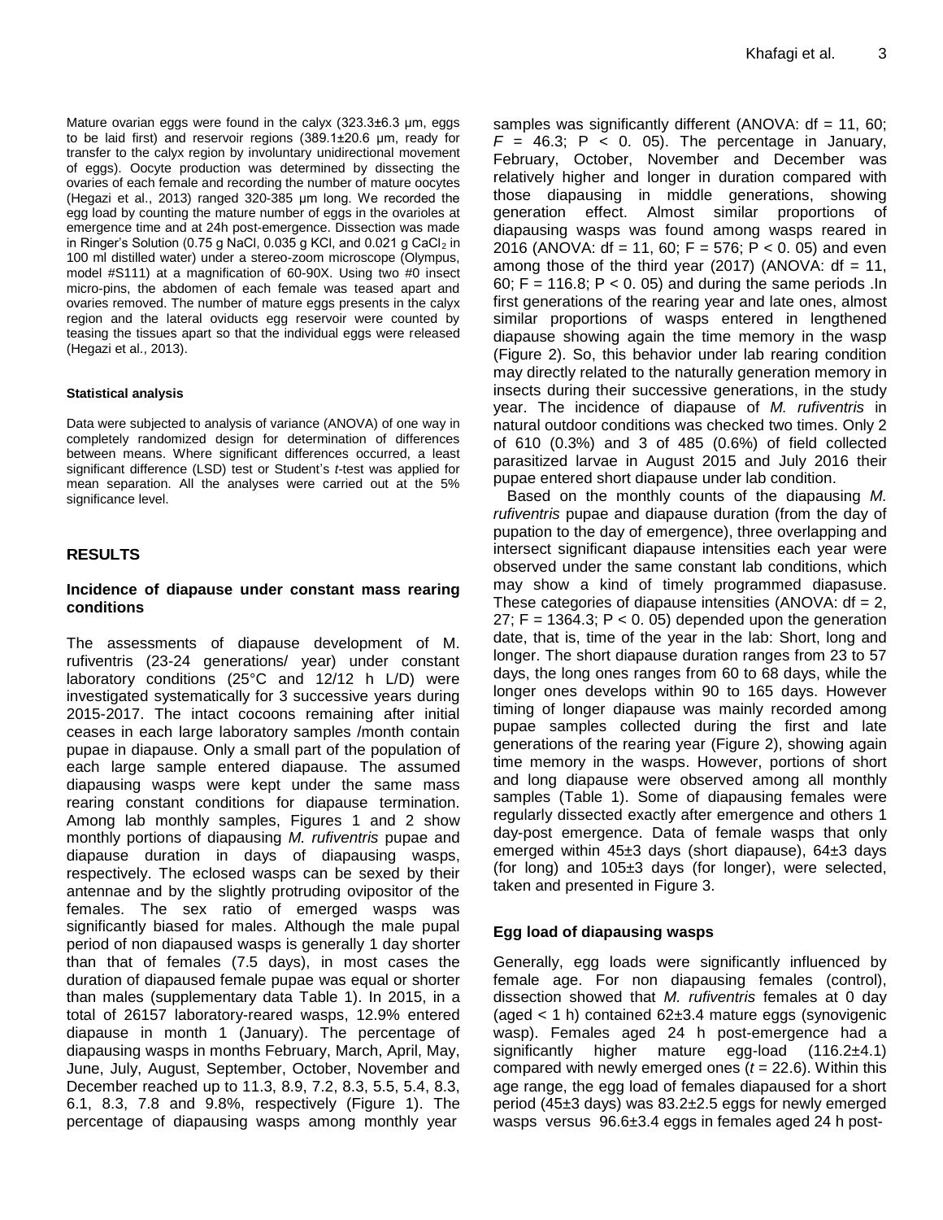Mature ovarian eggs were found in the calyx (323.3±6.3 μm, eggs to be laid first) and reservoir regions (389.1±20.6 μm, ready for transfer to the calyx region by involuntary unidirectional movement of eggs). Oocyte production was determined by dissecting the ovaries of each female and recording the number of mature oocytes (Hegazi et al., 2013) ranged 320-385 μm long. We recorded the egg load by counting the mature number of eggs in the ovarioles at emergence time and at 24h post-emergence. Dissection was made in Ringer's Solution (0.75 g NaCl, 0.035 g KCl, and 0.021 g $CaCl_2$ in 100 ml distilled water) under a stereo-zoom microscope (Olympus, model #S111) at a magnification of 60-90X. Using two #0 insect micro-pins, the abdomen of each female was teased apart and ovaries removed. The number of mature eggs presents in the calyx region and the lateral oviducts egg reservoir were counted by teasing the tissues apart so that the individual eggs were released (Hegazi et al., 2013).

#### Statistical analysis

Data were subjected to analysis of variance (ANOVA) of one way in completely randomized design for determination of differences between means. Where significant differences occurred, a least significant difference (LSD) test or Student's *t*-test was applied for mean separation. All the analyses were carried out at the 5% significance level.

## RESULTS

### Incidence of diapause under constant mass rearing conditions

The assessments of diapause development of M. rufiventris (23-24 generations/ year) under constant laboratory conditions (25°C and 12/12 h L/D) were investigated systematically for 3 successive years during 2015-2017. The intact cocoons remaining after initial ceases in each large laboratory samples /month contain pupae in diapause. Only a small part of the population of each large sample entered diapause. The assumed diapausing wasps were kept under the same mass rearing constant conditions for diapause termination. Among lab monthly samples, Figures 1 and 2 show monthly portions of diapausing *M. rufiventris* pupae and diapause duration in days of diapausing wasps, respectively. The eclosed wasps can be sexed by their antennae and by the slightly protruding ovipositor of the females. The sex ratio of emerged wasps was significantly biased for males. Although the male pupal period of non diapaused wasps is generally 1 day shorter than that of females (7.5 days), in most cases the duration of diapaused female pupae was equal or shorter than males (supplementary data Table 1). In 2015, in a total of 26157 laboratory-reared wasps, 12.9% entered diapause in month 1 (January). The percentage of diapausing wasps in months February, March, April, May, June, July, August, September, October, November and December reached up to 11.3, 8.9, 7.2, 8.3, 5.5, 5.4, 8.3, 6.1, 8.3, 7.8 and 9.8%, respectively (Figure 1). The percentage of diapausing wasps among monthly year samples was significantly different (ANOVA: df = 11, 60; $F$ = 46.3; $P < 0.05$). The percentage in January, February, October, November and December was relatively higher and longer in duration compared with those diapausing in middle generations, showing generation effect. Almost similar proportions of diapausing wasps was found among wasps reared in 2016 (ANOVA: df = 11, 60; F = 576; $P < 0.05$) and even among those of the third year (2017) (ANOVA: df = 11, 60; F = 116.8; $P < 0.05$) and during the same periods .In first generations of the rearing year and late ones, almost similar proportions of wasps entered in lengthened diapause showing again the time memory in the wasp (Figure 2). So, this behavior under lab rearing condition may directly related to the naturally generation memory in insects during their successive generations, in the study year. The incidence of diapause of *M. rufiventris* in natural outdoor conditions was checked two times. Only 2 of 610 (0.3%) and 3 of 485 (0.6%) of field collected parasitized larvae in August 2015 and July 2016 their pupae entered short diapause under lab condition.

Based on the monthly counts of the diapausing *M. rufiventris* pupae and diapause duration (from the day of pupation to the day of emergence), three overlapping and intersect significant diapause intensities each year were observed under the same constant lab conditions, which may show a kind of timely programmed diapasuse. These categories of diapause intensities (ANOVA: df = 2, 27; F = 1364.3; $P < 0.05$) depended upon the generation date, that is, time of the year in the lab: Short, long and longer. The short diapause duration ranges from 23 to 57 days, the long ones ranges from 60 to 68 days, while the longer ones develops within 90 to 165 days. However timing of longer diapause was mainly recorded among pupae samples collected during the first and late generations of the rearing year (Figure 2), showing again time memory in the wasps. However, portions of short and long diapause were observed among all monthly samples (Table 1). Some of diapausing females were regularly dissected exactly after emergence and others 1 day-post emergence. Data of female wasps that only emerged within 45±3 days (short diapause), 64±3 days (for long) and 105±3 days (for longer), were selected, taken and presented in Figure 3.

### Egg load of diapausing wasps

Generally, egg loads were significantly influenced by female age. For non diapausing females (control), dissection showed that *M. rufiventris* females at 0 day (aged < 1 h) contained 62±3.4 mature eggs (synovigenic wasp). Females aged 24 h post-emergence had a significantly higher mature egg-load (116.2±4.1) compared with newly emerged ones ($t$ = 22.6). Within this age range, the egg load of females diapaused for a short period (45±3 days) was 83.2±2.5 eggs for newly emerged wasps versus 96.6±3.4 eggs in females aged 24 h post-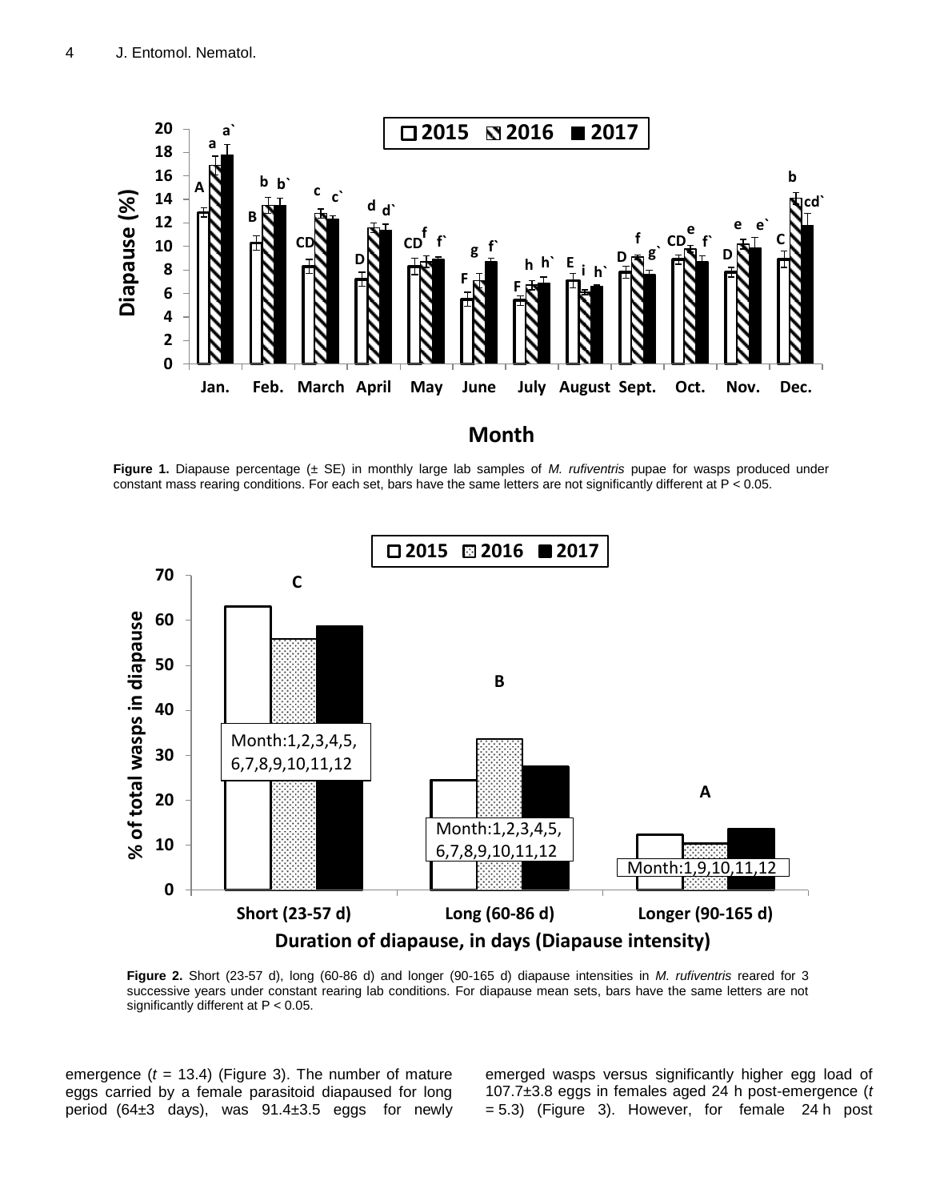**Figure 1.** Diapause percentage (± SE) in monthly large lab samples of *M. rufiventris* pupae for wasps produced under constant mass rearing conditions. For each set, bars have the same letters are not significantly different at P < 0.05.

**Figure 2.** Short (23-57 d), long (60-86 d) and longer (90-165 d) diapause intensities in *M. rufiventris* reared for 3 successive years under constant rearing lab conditions. For diapause mean sets, bars have the same letters are not significantly different at P < 0.05.

emergence ($t$ = 13.4) (Figure 3). The number of mature eggs carried by a female parasitoid diapaused for long period (64±3 days), was 91.4±3.5 eggs for newly emerged wasps versus significantly higher egg load of 107.7±3.8 eggs in females aged 24 h post-emergence ($t$ = 5.3) (Figure 3). However, for female 24 h post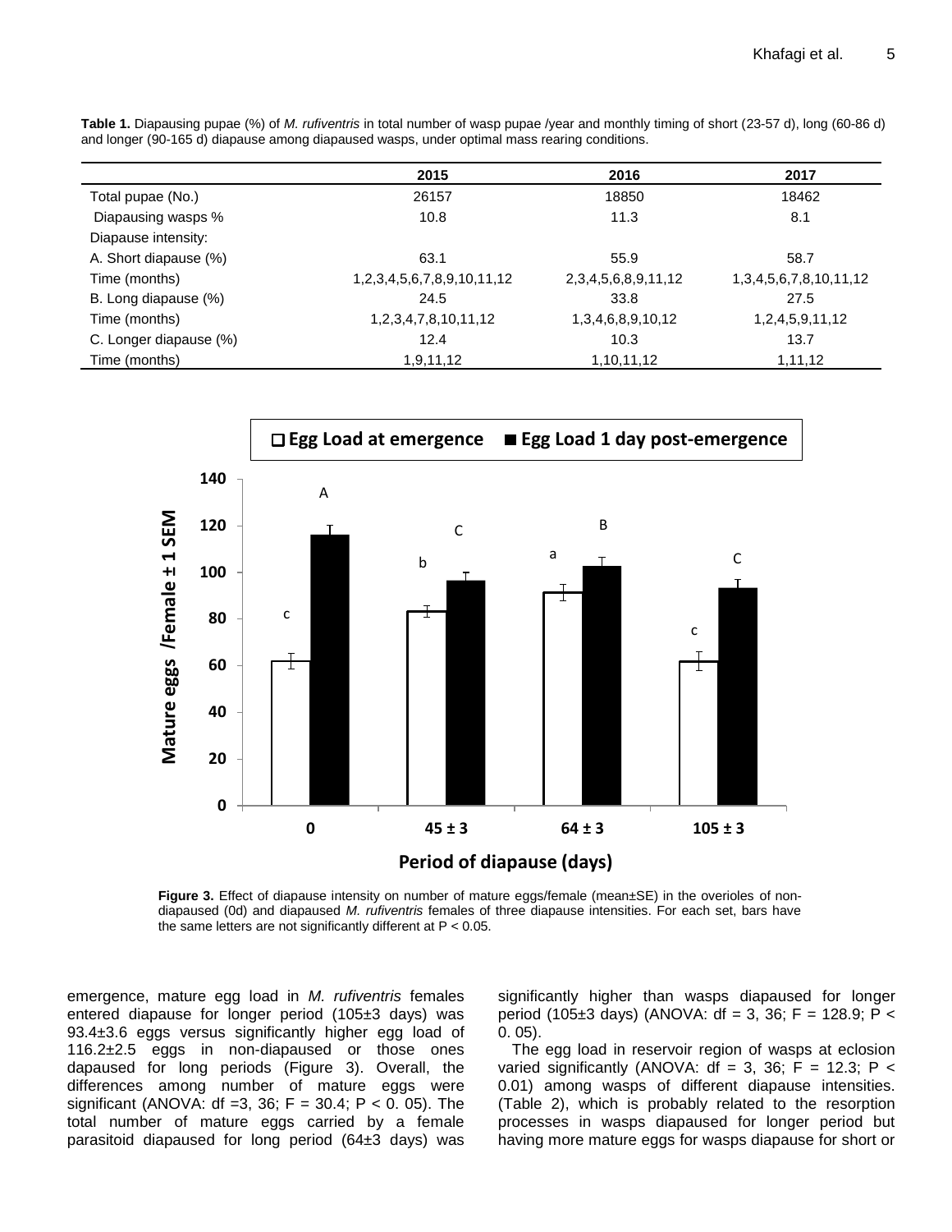**Table 1.** Diapausing pupae (%) of *M. rufiventris* in total number of wasp pupae /year and monthly timing of short (23-57 d), long (60-86 d) and longer (90-165 d) diapause among diapaused wasps, under optimal mass rearing conditions.

| | 2015 | 2016 | 2017 |
|---|---|---|---|
| Total pupae (No.) | 26157 | 18850 | 18462 |
| Diapausing wasps % | 10.8 | 11.3 | 8.1 |
| Diapause intensity: | | | |
| A. Short diapause (%) | 63.1 | 55.9 | 58.7 |
| Time (months) | 1,2,3,4,5,6,7,8,9,10,11,12 | 2,3,4,5,6,8,9,11,12 | 1,3,4,5,6,7,8,10,11,12 |
| B. Long diapause (%) | 24.5 | 33.8 | 27.5 |
| Time (months) | 1,2,3,4,7,8,10,11,12 | 1,3,4,6,8,9,10,12 | 1,2,4,5,9,11,12 |
| C. Longer diapause (%) | 12.4 | 10.3 | 13.7 |
| Time (months) | 1,9,11,12 | 1,10,11,12 | 1,11,12 |

**Figure 3.** Effect of diapause intensity on number of mature eggs/female (mean±SE) in the overioles of non-diapaused (0d) and diapaused *M. rufiventris* females of three diapause intensities. For each set, bars have the same letters are not significantly different at P < 0.05.

emergence, mature egg load in *M. rufiventris* females entered diapause for longer period (105±3 days) was 93.4±3.6 eggs versus significantly higher egg load of 116.2±2.5 eggs in non-diapaused or those ones dapaused for long periods (Figure 3). Overall, the differences among number of mature eggs were significant (ANOVA: df =3, 36; $F = 30.4$; $P < 0.05$). The total number of mature eggs carried by a female parasitoid diapaused for long period (64±3 days) was significantly higher than wasps diapaused for longer period (105±3 days) (ANOVA: df = 3, 36; $F = 128.9$; $P < 0.05$).

The egg load in reservoir region of wasps at eclosion varied significantly (ANOVA: df = 3, 36; $F = 12.3$; $P < 0.01$) among wasps of different diapause intensities. (Table 2), which is probably related to the resorption processes in wasps diapaused for longer period but having more mature eggs for wasps diapause for short or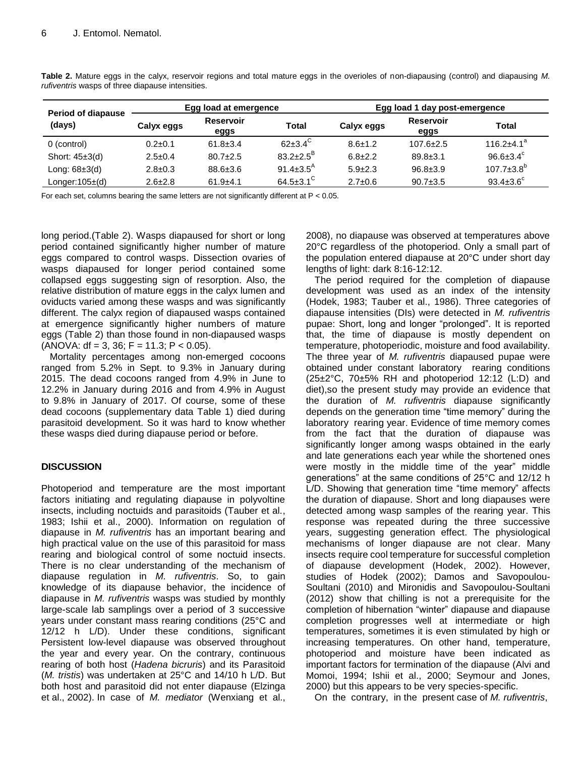**Table 2.** Mature eggs in the calyx, reservoir regions and total mature eggs in the overioles of non-diapausing (control) and diapausing *M. rufiventris* wasps of three diapause intensities.

| Period of diapause (days) | Egg load at emergence | | | Egg load 1 day post-emergence | | |
|---|---|---|---|---|---|---|
| | Calyx eggs | Reservoir eggs | Total | Calyx eggs | Reservoir eggs | Total |
| 0 (control) | 0.2±0.1 | 61.8±3.4 | 62±3.4[C] | 8.6±1.2 | 107.6±2.5 | 116.2±4.1[a] |
| Short: 45±3(d) | 2.5±0.4 | 80.7±2.5 | 83.2±2.5[B] | 6.8±2.2 | 89.8±3.1 | 96.6±3.4[c] |
| Long: 68±3(d) | 2.8±0.3 | 88.6±3.6 | 91.4±3.5[A] | 5.9±2.3 | 96.8±3.9 | 107.7±3.8[b] |
| Longer:105±(d) | 2.6±2.8 | 61.9±4.1 | 64.5±3.1[C] | 2.7±0.6 | 90.7±3.5 | 93.4±3.6[c] |

For each set, columns bearing the same letters are not significantly different at P < 0.05.

long period.(Table 2). Wasps diapaused for short or long period contained significantly higher number of mature eggs compared to control wasps. Dissection ovaries of wasps diapaused for longer period contained some collapsed eggs suggesting sign of resorption. Also, the relative distribution of mature eggs in the calyx lumen and oviducts varied among these wasps and was significantly different. The calyx region of diapaused wasps contained at emergence significantly higher numbers of mature eggs (Table 2) than those found in non-diapaused wasps (ANOVA: df = 3, 36; $F = 11.3$; $P < 0.05$).

Mortality percentages among non-emerged cocoons ranged from 5.2% in Sept. to 9.3% in January during 2015. The dead cocoons ranged from 4.9% in June to 12.2% in January during 2016 and from 4.9% in August to 9.8% in January of 2017. Of course, some of these dead cocoons (supplementary data Table 1) died during parasitoid development. So it was hard to know whether these wasps died during diapause period or before.

## DISCUSSION

Photoperiod and temperature are the most important factors initiating and regulating diapause in polyvoltine insects, including noctuids and parasitoids (Tauber et al., 1983; Ishii et al., 2000). Information on regulation of diapause in *M. rufiventris* has an important bearing and high practical value on the use of this parasitoid for mass rearing and biological control of some noctuid insects. There is no clear understanding of the mechanism of diapause regulation in *M. rufiventris*. So, to gain knowledge of its diapause behavior, the incidence of diapause in *M. rufiventris* wasps was studied by monthly large-scale lab samplings over a period of 3 successive years under constant mass rearing conditions (25°C and 12/12 h L/D). Under these conditions, significant Persistent low-level diapause was observed throughout the year and every year. On the contrary, continuous rearing of both host (*Hadena bicruris*) and its Parasitoid (*M. tristis*) was undertaken at 25°C and 14/10 h L/D. But both host and parasitoid did not enter diapause (Elzinga et al., 2002). In case of *M. mediator* (Wenxiang et al., 2008), no diapause was observed at temperatures above 20°C regardless of the photoperiod. Only a small part of the population entered diapause at 20°C under short day lengths of light: dark 8:16-12:12.

The period required for the completion of diapause development was used as an index of the intensity (Hodek, 1983; Tauber et al., 1986). Three categories of diapause intensities (DIs) were detected in *M. rufiventris* pupae: Short, long and longer "prolonged". It is reported that, the time of diapause is mostly dependent on temperature, photoperiodic, moisture and food availability. The three year of *M. rufiventris* diapaused pupae were obtained under constant laboratory rearing conditions (25±2°C, 70±5% RH and photoperiod 12:12 (L:D) and diet),so the present study may provide an evidence that the duration of *M. rufiventris* diapause significantly depends on the generation time "time memory" during the laboratory rearing year. Evidence of time memory comes from the fact that the duration of diapause was significantly longer among wasps obtained in the early and late generations each year while the shortened ones were mostly in the middle time of the year" middle generations" at the same conditions of 25°C and 12/12 h L/D. Showing that generation time "time memory" affects the duration of diapause. Short and long diapauses were detected among wasp samples of the rearing year. This response was repeated during the three successive years, suggesting generation effect. The physiological mechanisms of longer diapause are not clear. Many insects require cool temperature for successful completion of diapause development (Hodek, 2002). However, studies of Hodek (2002); Damos and Savopoulou-Soultani (2010) and Mironidis and Savopoulou-Soultani (2012) show that chilling is not a prerequisite for the completion of hibernation "winter" diapause and diapause completion progresses well at intermediate or high temperatures, sometimes it is even stimulated by high or increasing temperatures. On other hand, temperature, photoperiod and moisture have been indicated as important factors for termination of the diapause (Alvi and Momoi, 1994; Ishii et al., 2000; Seymour and Jones, 2000) but this appears to be very species-specific.

On the contrary, in the present case of *M. rufiventris*,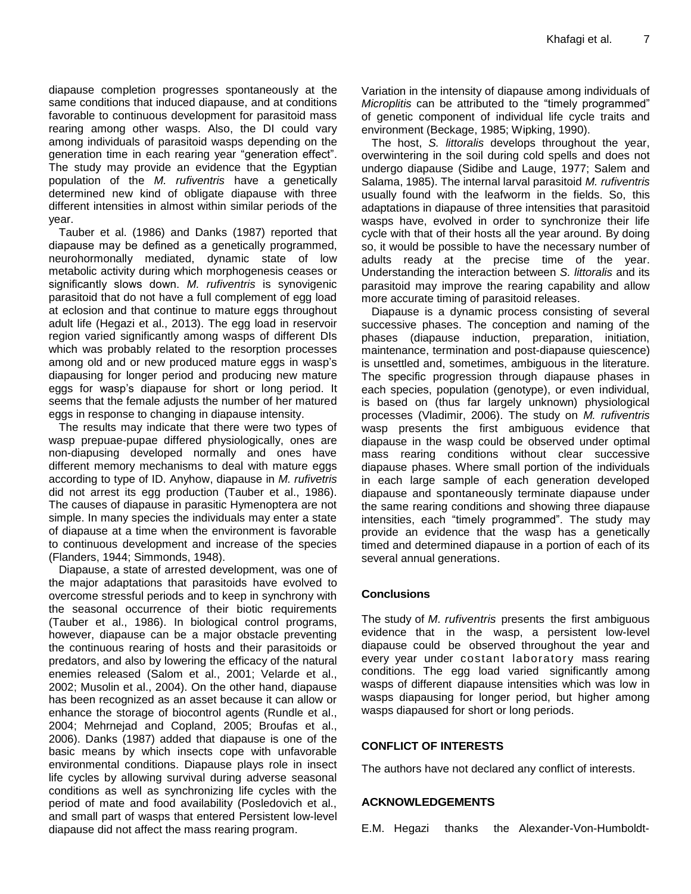diapause completion progresses spontaneously at the same conditions that induced diapause, and at conditions favorable to continuous development for parasitoid mass rearing among other wasps. Also, the DI could vary among individuals of parasitoid wasps depending on the generation time in each rearing year "generation effect". The study may provide an evidence that the Egyptian population of the *M. rufiventris* have a genetically determined new kind of obligate diapause with three different intensities in almost within similar periods of the year.

Tauber et al. (1986) and Danks (1987) reported that diapause may be defined as a genetically programmed, neurohormonally mediated, dynamic state of low metabolic activity during which morphogenesis ceases or significantly slows down. *M. rufiventris* is synovigenic parasitoid that do not have a full complement of egg load at eclosion and that continue to mature eggs throughout adult life (Hegazi et al., 2013). The egg load in reservoir region varied significantly among wasps of different DIs which was probably related to the resorption processes among old and or new produced mature eggs in wasp's diapausing for longer period and producing new mature eggs for wasp's diapause for short or long period. It seems that the female adjusts the number of her matured eggs in response to changing in diapause intensity.

The results may indicate that there were two types of wasp prepuae-pupae differed physiologically, ones are non-diapusing developed normally and ones have different memory mechanisms to deal with mature eggs according to type of ID. Anyhow, diapause in *M. rufivetris* did not arrest its egg production (Tauber et al., 1986). The causes of diapause in parasitic Hymenoptera are not simple. In many species the individuals may enter a state of diapause at a time when the environment is favorable to continuous development and increase of the species (Flanders, 1944; Simmonds, 1948).

Diapause, a state of arrested development, was one of the major adaptations that parasitoids have evolved to overcome stressful periods and to keep in synchrony with the seasonal occurrence of their biotic requirements (Tauber et al., 1986). In biological control programs, however, diapause can be a major obstacle preventing the continuous rearing of hosts and their parasitoids or predators, and also by lowering the efficacy of the natural enemies released (Salom et al., 2001; Velarde et al., 2002; Musolin et al., 2004). On the other hand, diapause has been recognized as an asset because it can allow or enhance the storage of biocontrol agents (Rundle et al., 2004; Mehrnejad and Copland, 2005; Broufas et al., 2006). Danks (1987) added that diapause is one of the basic means by which insects cope with unfavorable environmental conditions. Diapause plays role in insect life cycles by allowing survival during adverse seasonal conditions as well as synchronizing life cycles with the period of mate and food availability (Posledovich et al., and small part of wasps that entered Persistent low-level diapause did not affect the mass rearing program.

Variation in the intensity of diapause among individuals of *Microplitis* can be attributed to the "timely programmed" of genetic component of individual life cycle traits and environment (Beckage, 1985; Wipking, 1990).

The host, *S. littoralis* develops throughout the year, overwintering in the soil during cold spells and does not undergo diapause (Sidibe and Lauge, 1977; Salem and Salama, 1985). The internal larval parasitoid *M. rufiventris* usually found with the leafworm in the fields. So, this adaptations in diapause of three intensities that parasitoid wasps have, evolved in order to synchronize their life cycle with that of their hosts all the year around. By doing so, it would be possible to have the necessary number of adults ready at the precise time of the year. Understanding the interaction between *S. littoralis* and its parasitoid may improve the rearing capability and allow more accurate timing of parasitoid releases.

Diapause is a dynamic process consisting of several successive phases. The conception and naming of the phases (diapause induction, preparation, initiation, maintenance, termination and post-diapause quiescence) is unsettled and, sometimes, ambiguous in the literature. The specific progression through diapause phases in each species, population (genotype), or even individual, is based on (thus far largely unknown) physiological processes (Vladimir, 2006). The study on *M. rufiventris* wasp presents the first ambiguous evidence that diapause in the wasp could be observed under optimal mass rearing conditions without clear successive diapause phases. Where small portion of the individuals in each large sample of each generation developed diapause and spontaneously terminate diapause under the same rearing conditions and showing three diapause intensities, each "timely programmed". The study may provide an evidence that the wasp has a genetically timed and determined diapause in a portion of each of its several annual generations.

## Conclusions

The study of *M. rufiventris* presents the first ambiguous evidence that in the wasp, a persistent low-level diapause could be observed throughout the year and every year under costant laboratory mass rearing conditions. The egg load varied significantly among wasps of different diapause intensities which was low in wasps diapausing for longer period, but higher among wasps diapaused for short or long periods.

## CONFLICT OF INTERESTS

The authors have not declared any conflict of interests.

## ACKNOWLEDGEMENTS

E.M. Hegazi thanks the Alexander-Von-Humboldt-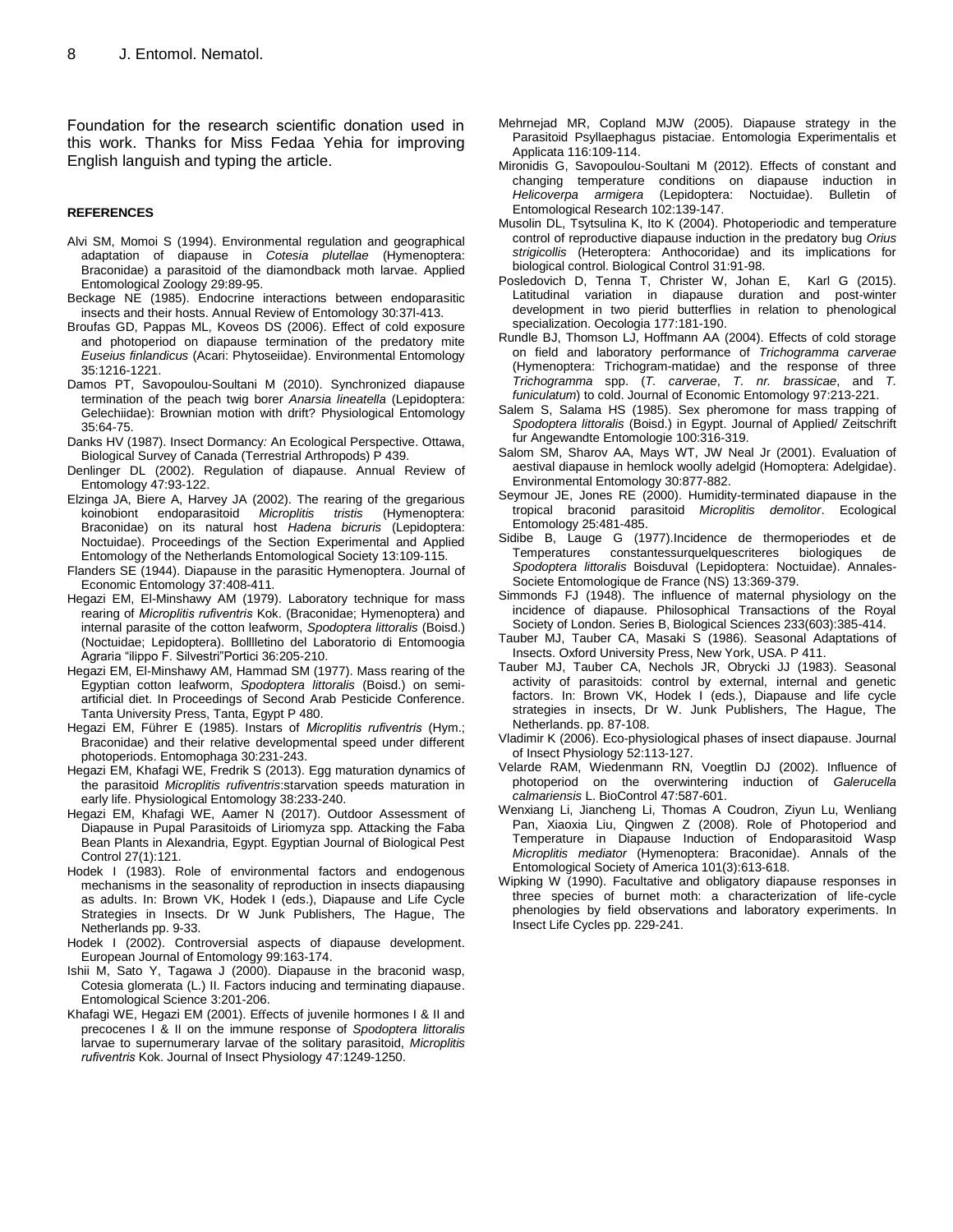Foundation for the research scientific donation used in this work. Thanks for Miss Fedaa Yehia for improving English languish and typing the article.

**REFERENCES**

Alvi SM, Momoi S (1994). Environmental regulation and geographical adaptation of diapause in *Cotesia plutellae* (Hymenoptera: Braconidae) a parasitoid of the diamondback moth larvae. Applied Entomological Zoology 29:89-95.

Beckage NE (1985). Endocrine interactions between endoparasitic insects and their hosts. Annual Review of Entomology 30:37l-413.

Broufas GD, Pappas ML, Koveos DS (2006). Effect of cold exposure and photoperiod on diapause termination of the predatory mite *Euseius finlandicus* (Acari: Phytoseiidae). Environmental Entomology 35:1216-1221.

Damos PT, Savopoulou-Soultani M (2010). Synchronized diapause termination of the peach twig borer *Anarsia lineatella* (Lepidoptera: Gelechiidae): Brownian motion with drift? Physiological Entomology 35:64-75.

Danks HV (1987). Insect Dormancy*:* An Ecological Perspective. Ottawa, Biological Survey of Canada (Terrestrial Arthropods) P 439.

Denlinger DL (2002). Regulation of diapause. Annual Review of Entomology 47:93-122.

Elzinga JA, Biere A, Harvey JA (2002). The rearing of the gregarious koinobiont endoparasitoid *Microplitis tristis* (Hymenoptera: Braconidae) on its natural host *Hadena bicruris* (Lepidoptera: Noctuidae). Proceedings of the Section Experimental and Applied Entomology of the Netherlands Entomological Society 13:109-115.

Flanders SE (1944). Diapause in the parasitic Hymenoptera. Journal of Economic Entomology 37:408-411.

Hegazi EM, El-Minshawy AM (1979). Laboratory technique for mass rearing of *Microplitis rufiventris* Kok. (Braconidae; Hymenoptera) and internal parasite of the cotton leafworm, *Spodoptera littoralis* (Boisd.) (Noctuidae; Lepidoptera). Bolllletino del Laboratorio di Entomoogia Agraria "ilippo F. Silvestri"Portici 36:205-210.

Hegazi EM, El-Minshawy AM, Hammad SM (1977). Mass rearing of the Egyptian cotton leafworm, *Spodoptera littoralis* (Boisd.) on semi-artificial diet. In Proceedings of Second Arab Pesticide Conference. Tanta University Press, Tanta, Egypt P 480.

Hegazi EM, Führer E (1985). Instars of *Microplitis rufiventris* (Hym.; Braconidae) and their relative developmental speed under different photoperiods. Entomophaga 30:231-243.

Hegazi EM, Khafagi WE, Fredrik S (2013). Egg maturation dynamics of the parasitoid *Microplitis rufiventris*:starvation speeds maturation in early life. Physiological Entomology 38:233-240.

Hegazi EM, Khafagi WE, Aamer N (2017). Outdoor Assessment of Diapause in Pupal Parasitoids of Liriomyza spp. Attacking the Faba Bean Plants in Alexandria, Egypt. Egyptian Journal of Biological Pest Control 27(1):121.

Hodek I (1983). Role of environmental factors and endogenous mechanisms in the seasonality of reproduction in insects diapausing as adults. In: Brown VK, Hodek I (eds.), Diapause and Life Cycle Strategies in Insects. Dr W Junk Publishers, The Hague, The Netherlands pp. 9-33.

Hodek I (2002). Controversial aspects of diapause development. European Journal of Entomology 99:163-174.

Ishii M, Sato Y, Tagawa J (2000). Diapause in the braconid wasp, Cotesia glomerata (L.) II. Factors inducing and terminating diapause. Entomological Science 3:201-206.

Khafagi WE, Hegazi EM (2001). Effects of juvenile hormones I & II and precocenes I & II on the immune response of *Spodoptera littoralis* larvae to supernumerary larvae of the solitary parasitoid, *Microplitis rufiventris* Kok. Journal of Insect Physiology 47:1249-1250.

Mehrnejad MR, Copland MJW (2005). Diapause strategy in the Parasitoid Psyllaephagus pistaciae. Entomologia Experimentalis et Applicata 116:109-114.

Mironidis G, Savopoulou-Soultani M (2012). Effects of constant and changing temperature conditions on diapause induction in *Helicoverpa armigera* (Lepidoptera: Noctuidae). Bulletin of Entomological Research 102:139-147.

Musolin DL, Tsytsulina K, Ito K (2004). Photoperiodic and temperature control of reproductive diapause induction in the predatory bug *Orius strigicollis* (Heteroptera: Anthocoridae) and its implications for biological control. Biological Control 31:91-98.

Posledovich D, Tenna T, Christer W, Johan E, Karl G (2015). Latitudinal variation in diapause duration and post-winter development in two pierid butterflies in relation to phenological specialization. Oecologia 177:181-190.

Rundle BJ, Thomson LJ, Hoffmann AA (2004). Effects of cold storage on field and laboratory performance of *Trichogramma carverae* (Hymenoptera: Trichogram-matidae) and the response of three *Trichogramma* spp. (*T. carverae*, *T. nr. brassicae*, and *T. funiculatum*) to cold. Journal of Economic Entomology 97:213-221.

Salem S, Salama HS (1985). Sex pheromone for mass trapping of *Spodoptera littoralis* (Boisd.) in Egypt. Journal of Applied/ Zeitschrift fur Angewandte Entomologie 100:316-319.

Salom SM, Sharov AA, Mays WT, JW Neal Jr (2001). Evaluation of aestival diapause in hemlock woolly adelgid (Homoptera: Adelgidae). Environmental Entomology 30:877-882.

Seymour JE, Jones RE (2000). Humidity-terminated diapause in the tropical braconid parasitoid *Microplitis demolitor*. Ecological Entomology 25:481-485.

Sidibe B, Lauge G (1977).Incidence de thermoperiodes et de Temperatures constantessurquelquescriteres biologiques de *Spodoptera littoralis* Boisduval (Lepidoptera: Noctuidae). Annales-Societe Entomologique de France (NS) 13:369-379.

Simmonds FJ (1948). The influence of maternal physiology on the incidence of diapause. Philosophical Transactions of the Royal Society of London. Series B, Biological Sciences 233(603):385-414.

Tauber MJ, Tauber CA, Masaki S (1986). Seasonal Adaptations of Insects. Oxford University Press, New York, USA. P 411.

Tauber MJ, Tauber CA, Nechols JR, Obrycki JJ (1983). Seasonal activity of parasitoids: control by external, internal and genetic factors. In: Brown VK, Hodek I (eds.), Diapause and life cycle strategies in insects, Dr W. Junk Publishers, The Hague, The Netherlands. pp. 87-108.

Vladimir K (2006). Eco-physiological phases of insect diapause. Journal of Insect Physiology 52:113-127.

Velarde RAM, Wiedenmann RN, Voegtlin DJ (2002). Influence of photoperiod on the overwintering induction of *Galerucella calmariensis* L. BioControl 47:587-601.

Wenxiang Li, Jiancheng Li, Thomas A Coudron, Ziyun Lu, Wenliang Pan, Xiaoxia Liu, Qingwen Z (2008). Role of Photoperiod and Temperature in Diapause Induction of Endoparasitoid Wasp *Microplitis mediator* (Hymenoptera: Braconidae). Annals of the Entomological Society of America 101(3):613-618.

Wipking W (1990). Facultative and obligatory diapause responses in three species of burnet moth: a characterization of life-cycle phenologies by field observations and laboratory experiments. In Insect Life Cycles pp. 229-241.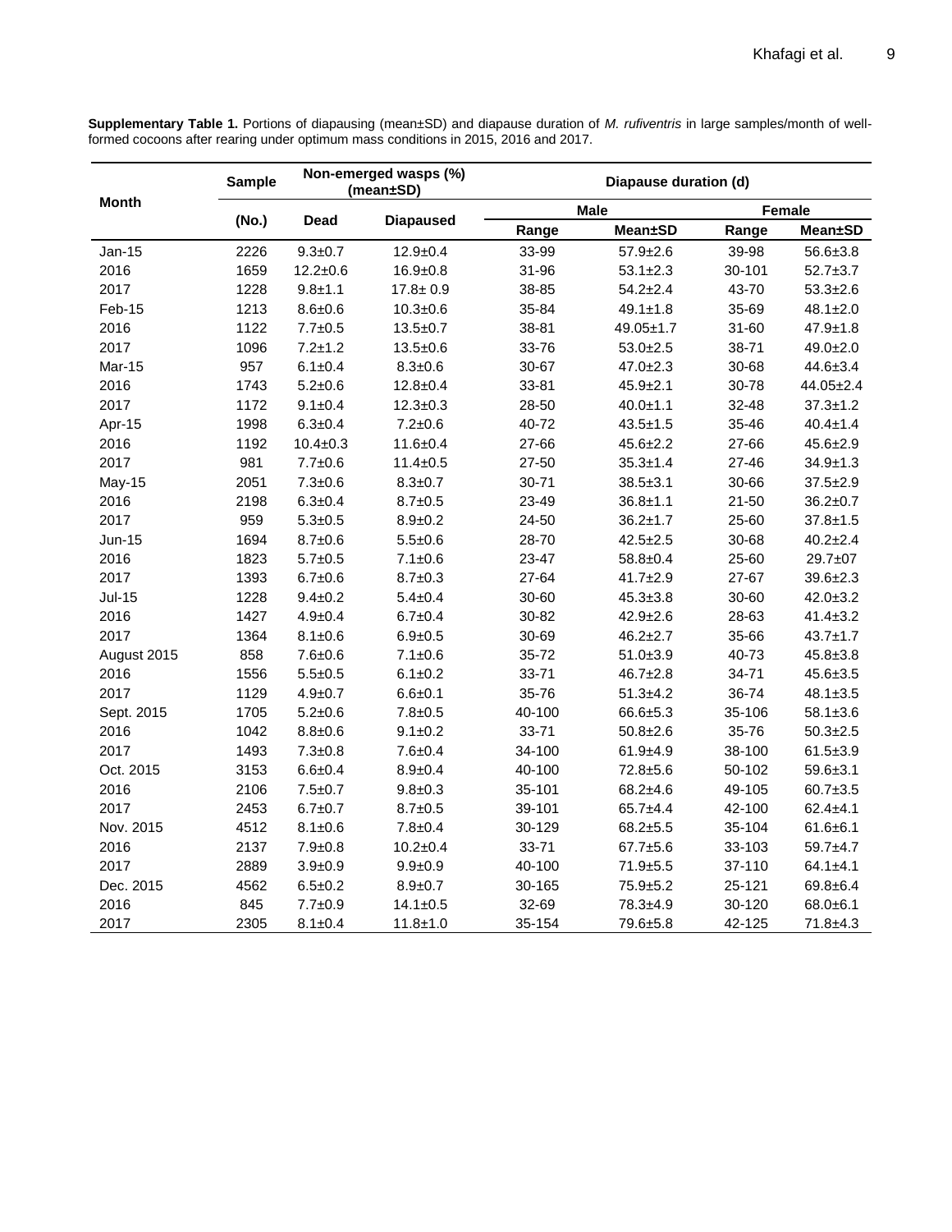**Supplementary Table 1.** Portions of diapausing (mean±SD) and diapause duration of *M. rufiventris* in large samples/month of well-formed cocoons after rearing under optimum mass conditions in 2015, 2016 and 2017.

| Month | Sample | Non-emerged wasps (%) (mean±SD) | | Diapause duration (d) | | | |
|---|---|---|---|---|---|---|---|
| | | | | Male | | Female | |
| | (No.) | Dead | Diapaused | Range | Mean±SD | Range | Mean±SD |
| Jan-15 | 2226 | 9.3±0.7 | 12.9±0.4 | 33-99 | 57.9±2.6 | 39-98 | 56.6±3.8 |
| 2016 | 1659 | 12.2±0.6 | 16.9±0.8 | 31-96 | 53.1±2.3 | 30-101 | 52.7±3.7 |
| 2017 | 1228 | 9.8±1.1 | 17.8± 0.9 | 38-85 | 54.2±2.4 | 43-70 | 53.3±2.6 |
| Feb-15 | 1213 | 8.6±0.6 | 10.3±0.6 | 35-84 | 49.1±1.8 | 35-69 | 48.1±2.0 |
| 2016 | 1122 | 7.7±0.5 | 13.5±0.7 | 38-81 | 49.05±1.7 | 31-60 | 47.9±1.8 |
| 2017 | 1096 | 7.2±1.2 | 13.5±0.6 | 33-76 | 53.0±2.5 | 38-71 | 49.0±2.0 |
| Mar-15 | 957 | 6.1±0.4 | 8.3±0.6 | 30-67 | 47.0±2.3 | 30-68 | 44.6±3.4 |
| 2016 | 1743 | 5.2±0.6 | 12.8±0.4 | 33-81 | 45.9±2.1 | 30-78 | 44.05±2.4 |
| 2017 | 1172 | 9.1±0.4 | 12.3±0.3 | 28-50 | 40.0±1.1 | 32-48 | 37.3±1.2 |
| Apr-15 | 1998 | 6.3±0.4 | 7.2±0.6 | 40-72 | 43.5±1.5 | 35-46 | 40.4±1.4 |
| 2016 | 1192 | 10.4±0.3 | 11.6±0.4 | 27-66 | 45.6±2.2 | 27-66 | 45.6±2.9 |
| 2017 | 981 | 7.7±0.6 | 11.4±0.5 | 27-50 | 35.3±1.4 | 27-46 | 34.9±1.3 |
| May-15 | 2051 | 7.3±0.6 | 8.3±0.7 | 30-71 | 38.5±3.1 | 30-66 | 37.5±2.9 |
| 2016 | 2198 | 6.3±0.4 | 8.7±0.5 | 23-49 | 36.8±1.1 | 21-50 | 36.2±0.7 |
| 2017 | 959 | 5.3±0.5 | 8.9±0.2 | 24-50 | 36.2±1.7 | 25-60 | 37.8±1.5 |
| Jun-15 | 1694 | 8.7±0.6 | 5.5±0.6 | 28-70 | 42.5±2.5 | 30-68 | 40.2±2.4 |
| 2016 | 1823 | 5.7±0.5 | 7.1±0.6 | 23-47 | 58.8±0.4 | 25-60 | 29.7±07 |
| 2017 | 1393 | 6.7±0.6 | 8.7±0.3 | 27-64 | 41.7±2.9 | 27-67 | 39.6±2.3 |
| Jul-15 | 1228 | 9.4±0.2 | 5.4±0.4 | 30-60 | 45.3±3.8 | 30-60 | 42.0±3.2 |
| 2016 | 1427 | 4.9±0.4 | 6.7±0.4 | 30-82 | 42.9±2.6 | 28-63 | 41.4±3.2 |
| 2017 | 1364 | 8.1±0.6 | 6.9±0.5 | 30-69 | 46.2±2.7 | 35-66 | 43.7±1.7 |
| August 2015 | 858 | 7.6±0.6 | 7.1±0.6 | 35-72 | 51.0±3.9 | 40-73 | 45.8±3.8 |
| 2016 | 1556 | 5.5±0.5 | 6.1±0.2 | 33-71 | 46.7±2.8 | 34-71 | 45.6±3.5 |
| 2017 | 1129 | 4.9±0.7 | 6.6±0.1 | 35-76 | 51.3±4.2 | 36-74 | 48.1±3.5 |
| Sept. 2015 | 1705 | 5.2±0.6 | 7.8±0.5 | 40-100 | 66.6±5.3 | 35-106 | 58.1±3.6 |
| 2016 | 1042 | 8.8±0.6 | 9.1±0.2 | 33-71 | 50.8±2.6 | 35-76 | 50.3±2.5 |
| 2017 | 1493 | 7.3±0.8 | 7.6±0.4 | 34-100 | 61.9±4.9 | 38-100 | 61.5±3.9 |
| Oct. 2015 | 3153 | 6.6±0.4 | 8.9±0.4 | 40-100 | 72.8±5.6 | 50-102 | 59.6±3.1 |
| 2016 | 2106 | 7.5±0.7 | 9.8±0.3 | 35-101 | 68.2±4.6 | 49-105 | 60.7±3.5 |
| 2017 | 2453 | 6.7±0.7 | 8.7±0.5 | 39-101 | 65.7±4.4 | 42-100 | 62.4±4.1 |
| Nov. 2015 | 4512 | 8.1±0.6 | 7.8±0.4 | 30-129 | 68.2±5.5 | 35-104 | 61.6±6.1 |
| 2016 | 2137 | 7.9±0.8 | 10.2±0.4 | 33-71 | 67.7±5.6 | 33-103 | 59.7±4.7 |
| 2017 | 2889 | 3.9±0.9 | 9.9±0.9 | 40-100 | 71.9±5.5 | 37-110 | 64.1±4.1 |
| Dec. 2015 | 4562 | 6.5±0.2 | 8.9±0.7 | 30-165 | 75.9±5.2 | 25-121 | 69.8±6.4 |
| 2016 | 845 | 7.7±0.9 | 14.1±0.5 | 32-69 | 78.3±4.9 | 30-120 | 68.0±6.1 |
| 2017 | 2305 | 8.1±0.4 | 11.8±1.0 | 35-154 | 79.6±5.8 | 42-125 | 71.8±4.3 |